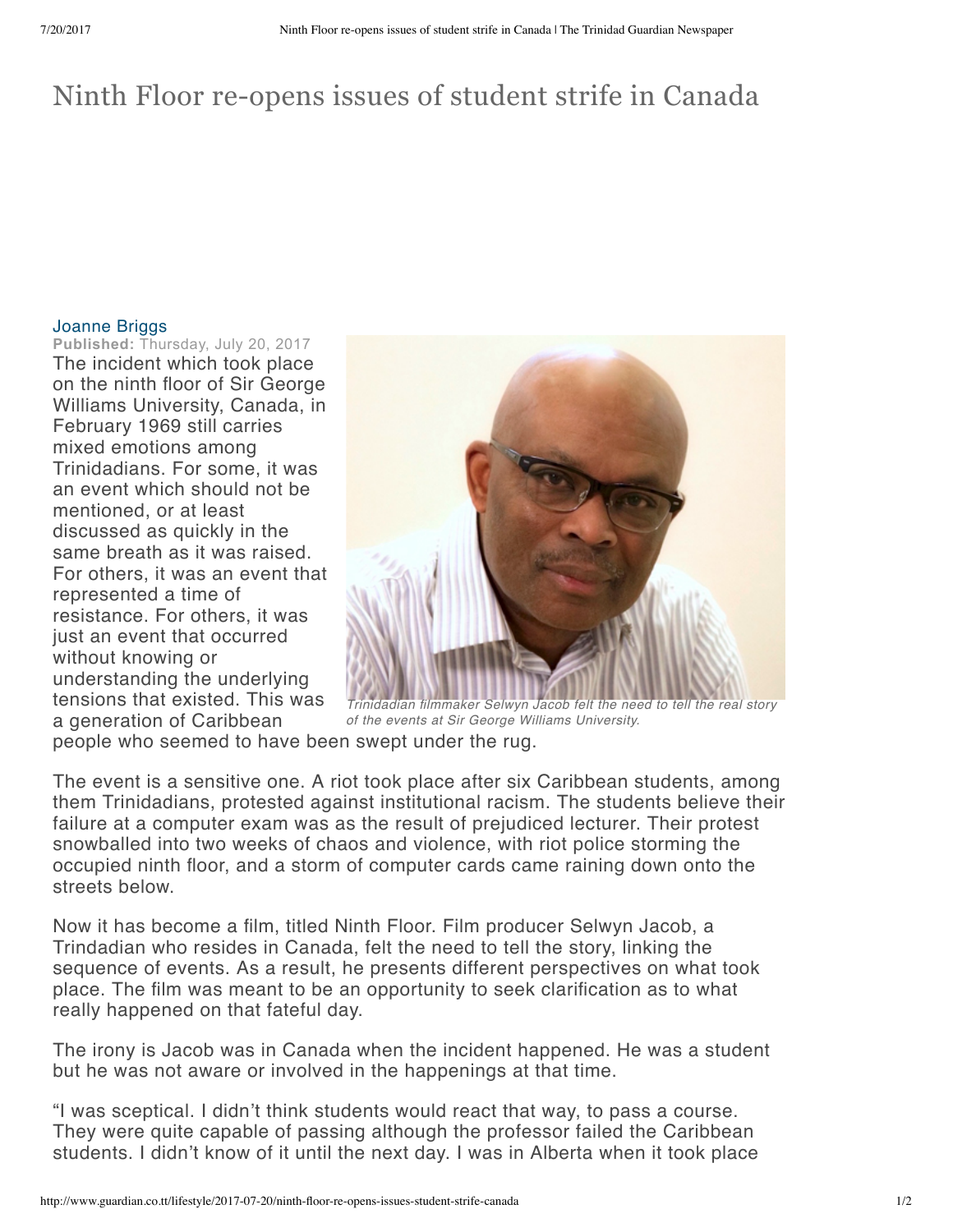# Ninth Floor re-opens issues of student strife in Canada

Joanne Briggs

**Published:** Thursday, July 20, 2017

The incident which took place on the ninth floor of Sir George Williams University, Canada, in February 1969 still carries mixed emotions among Trinidadians. For some, it was an event which should not be mentioned, or at least discussed as quickly in the same breath as it was raised. For others, it was an event that represented a time of resistance. For others, it was just an event that occurred without knowing or understanding the underlying tensions that existed. This was a generation of Caribbean people who seemed to have been swept under the rug.

*Trinidadian filmmaker Selwyn Jacob felt the need to tell the real story of the events at Sir George Williams University.*

The event is a sensitive one. A riot took place after six Caribbean students, among them Trinidadians, protested against institutional racism. The students believe their failure at a computer exam was as the result of prejudiced lecturer. Their protest snowballed into two weeks of chaos and violence, with riot police storming the occupied ninth floor, and a storm of computer cards came raining down onto the streets below.

Now it has become a film, titled Ninth Floor. Film producer Selwyn Jacob, a Trindadian who resides in Canada, felt the need to tell the story, linking the sequence of events. As a result, he presents different perspectives on what took place. The film was meant to be an opportunity to seek clarification as to what really happened on that fateful day.

The irony is Jacob was in Canada when the incident happened. He was a student but he was not aware or involved in the happenings at that time.

"I was sceptical. I didn't think students would react that way, to pass a course. They were quite capable of passing although the professor failed the Caribbean students. I didn't know of it until the next day. I was in Alberta when it took place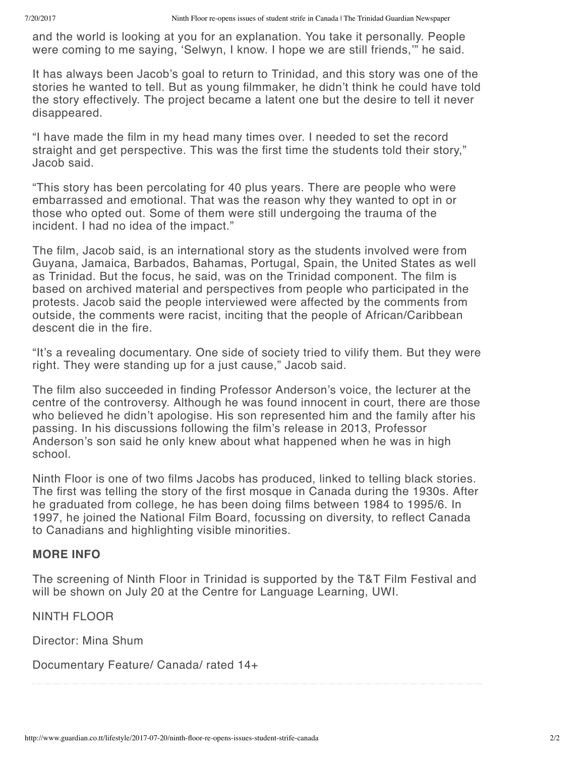and the world is looking at you for an explanation. You take it personally. People were coming to me saying, 'Selwyn, I know. I hope we are still friends,'" he said.

It has always been Jacob's goal to return to Trinidad, and this story was one of the stories he wanted to tell. But as young filmmaker, he didn't think he could have told the story effectively. The project became a latent one but the desire to tell it never disappeared.

"I have made the film in my head many times over. I needed to set the record straight and get perspective. This was the first time the students told their story," Jacob said.

"This story has been percolating for 40 plus years. There are people who were embarrassed and emotional. That was the reason why they wanted to opt in or those who opted out. Some of them were still undergoing the trauma of the incident. I had no idea of the impact."

The film, Jacob said, is an international story as the students involved were from Guyana, Jamaica, Barbados, Bahamas, Portugal, Spain, the United States as well as Trinidad. But the focus, he said, was on the Trinidad component. The film is based on archived material and perspectives from people who participated in the protests. Jacob said the people interviewed were affected by the comments from outside, the comments were racist, inciting that the people of African/Caribbean descent die in the fire.

"It's a revealing documentary. One side of society tried to vilify them. But they were right. They were standing up for a just cause," Jacob said.

The film also succeeded in finding Professor Anderson's voice, the lecturer at the centre of the controversy. Although he was found innocent in court, there are those who believed he didn't apologise. His son represented him and the family after his passing. In his discussions following the film's release in 2013, Professor Anderson's son said he only knew about what happened when he was in high school.

Ninth Floor is one of two films Jacobs has produced, linked to telling black stories. The first was telling the story of the first mosque in Canada during the 1930s. After he graduated from college, he has been doing films between 1984 to 1995/6. In 1997, he joined the National Film Board, focussing on diversity, to reflect Canada to Canadians and highlighting visible minorities.

### MORE INFO

The screening of Ninth Floor in Trinidad is supported by the T&T Film Festival and will be shown on July 20 at the Centre for Language Learning, UWI.

NINTH FLOOR

Director: Mina Shum

Documentary Feature/ Canada/ rated 14+